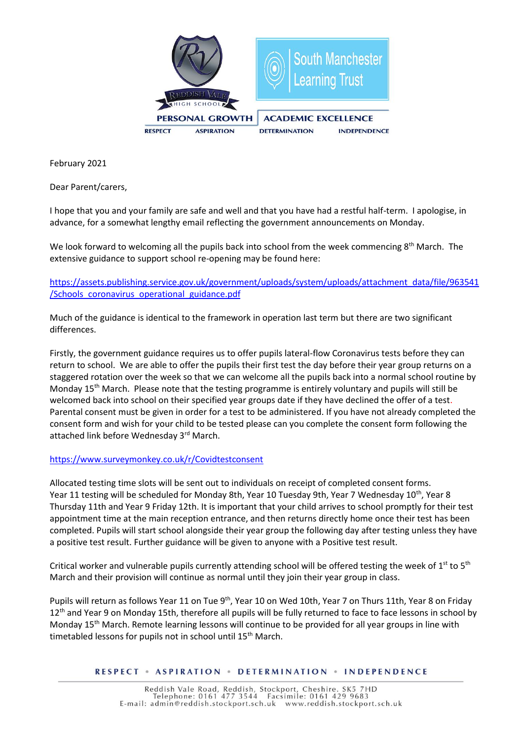PERSONAL GROWTH | ACADEMIC EXCELLENCE

RESPECT ASPIRATION DETERMINATION INDEPENDENCE

February 2021

Dear Parent/carers,

I hope that you and your family are safe and well and that you have had a restful half-term. I apologise, in advance, for a somewhat lengthy email reflecting the government announcements on Monday.

We look forward to welcoming all the pupils back into school from the week commencing 8th March. The extensive guidance to support school re-opening may be found here:

https://assets.publishing.service.gov.uk/government/uploads/system/uploads/attachment_data/file/963541/Schools_coronavirus_operational_guidance.pdf

Much of the guidance is identical to the framework in operation last term but there are two significant differences.

Firstly, the government guidance requires us to offer pupils lateral-flow Coronavirus tests before they can return to school. We are able to offer the pupils their first test the day before their year group returns on a staggered rotation over the week so that we can welcome all the pupils back into a normal school routine by Monday 15th March. Please note that the testing programme is entirely voluntary and pupils will still be welcomed back into school on their specified year groups date if they have declined the offer of a test. Parental consent must be given in order for a test to be administered. If you have not already completed the consent form and wish for your child to be tested please can you complete the consent form following the attached link before Wednesday 3rd March.

https://www.surveymonkey.co.uk/r/Covidtestconsent

Allocated testing time slots will be sent out to individuals on receipt of completed consent forms. Year 11 testing will be scheduled for Monday 8th, Year 10 Tuesday 9th, Year 7 Wednesday 10th, Year 8 Thursday 11th and Year 9 Friday 12th. It is important that your child arrives to school promptly for their test appointment time at the main reception entrance, and then returns directly home once their test has been completed. Pupils will start school alongside their year group the following day after testing unless they have a positive test result. Further guidance will be given to anyone with a Positive test result.

Critical worker and vulnerable pupils currently attending school will be offered testing the week of 1st to 5th March and their provision will continue as normal until they join their year group in class.

Pupils will return as follows Year 11 on Tue 9th, Year 10 on Wed 10th, Year 7 on Thurs 11th, Year 8 on Friday 12th and Year 9 on Monday 15th, therefore all pupils will be fully returned to face to face lessons in school by Monday 15th March. Remote learning lessons will continue to be provided for all year groups in line with timetabled lessons for pupils not in school until 15th March.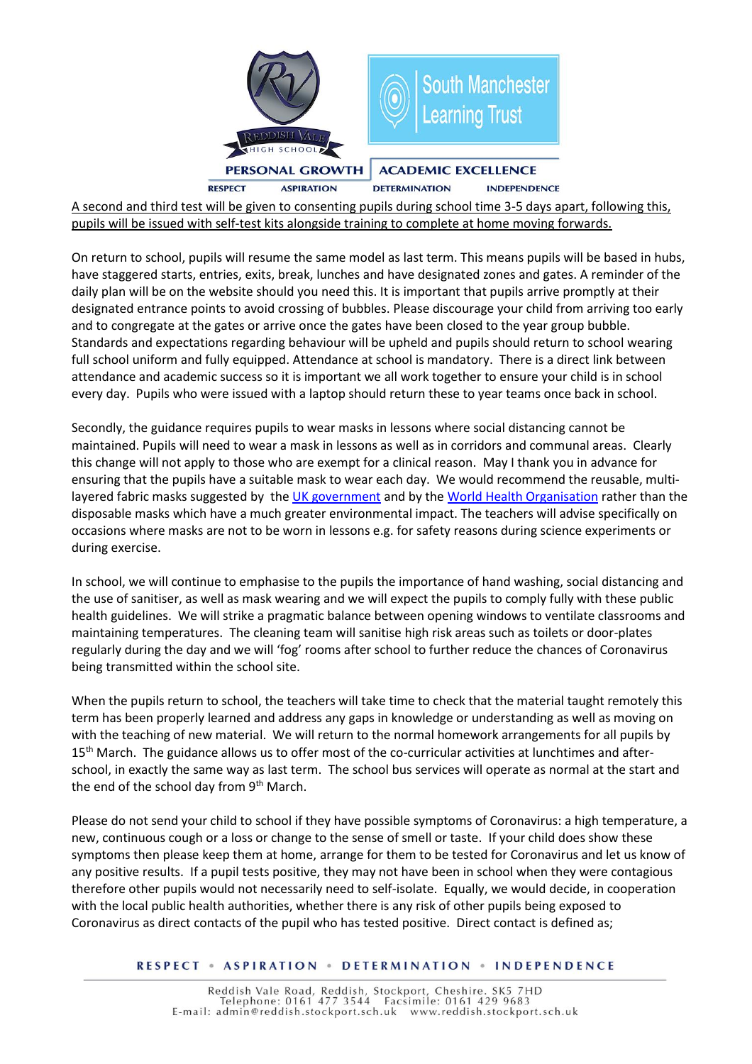A second and third test will be given to consenting pupils during school time 3-5 days apart, following this, pupils will be issued with self-test kits alongside training to complete at home moving forwards.

On return to school, pupils will resume the same model as last term. This means pupils will be based in hubs, have staggered starts, entries, exits, break, lunches and have designated zones and gates. A reminder of the daily plan will be on the website should you need this. It is important that pupils arrive promptly at their designated entrance points to avoid crossing of bubbles. Please discourage your child from arriving too early and to congregate at the gates or arrive once the gates have been closed to the year group bubble. Standards and expectations regarding behaviour will be upheld and pupils should return to school wearing full school uniform and fully equipped. Attendance at school is mandatory. There is a direct link between attendance and academic success so it is important we all work together to ensure your child is in school every day. Pupils who were issued with a laptop should return these to year teams once back in school.

Secondly, the guidance requires pupils to wear masks in lessons where social distancing cannot be maintained. Pupils will need to wear a mask in lessons as well as in corridors and communal areas. Clearly this change will not apply to those who are exempt for a clinical reason. May I thank you in advance for ensuring that the pupils have a suitable mask to wear each day. We would recommend the reusable, multi-layered fabric masks suggested by the UK government and by the World Health Organisation rather than the disposable masks which have a much greater environmental impact. The teachers will advise specifically on occasions where masks are not to be worn in lessons e.g. for safety reasons during science experiments or during exercise.

In school, we will continue to emphasise to the pupils the importance of hand washing, social distancing and the use of sanitiser, as well as mask wearing and we will expect the pupils to comply fully with these public health guidelines. We will strike a pragmatic balance between opening windows to ventilate classrooms and maintaining temperatures. The cleaning team will sanitise high risk areas such as toilets or door-plates regularly during the day and we will 'fog' rooms after school to further reduce the chances of Coronavirus being transmitted within the school site.

When the pupils return to school, the teachers will take time to check that the material taught remotely this term has been properly learned and address any gaps in knowledge or understanding as well as moving on with the teaching of new material. We will return to the normal homework arrangements for all pupils by 15th March. The guidance allows us to offer most of the co-curricular activities at lunchtimes and after-school, in exactly the same way as last term. The school bus services will operate as normal at the start and the end of the school day from 9th March.

Please do not send your child to school if they have possible symptoms of Coronavirus: a high temperature, a new, continuous cough or a loss or change to the sense of smell or taste. If your child does show these symptoms then please keep them at home, arrange for them to be tested for Coronavirus and let us know of any positive results. If a pupil tests positive, they may not have been in school when they were contagious therefore other pupils would not necessarily need to self-isolate. Equally, we would decide, in cooperation with the local public health authorities, whether there is any risk of other pupils being exposed to Coronavirus as direct contacts of the pupil who has tested positive. Direct contact is defined as;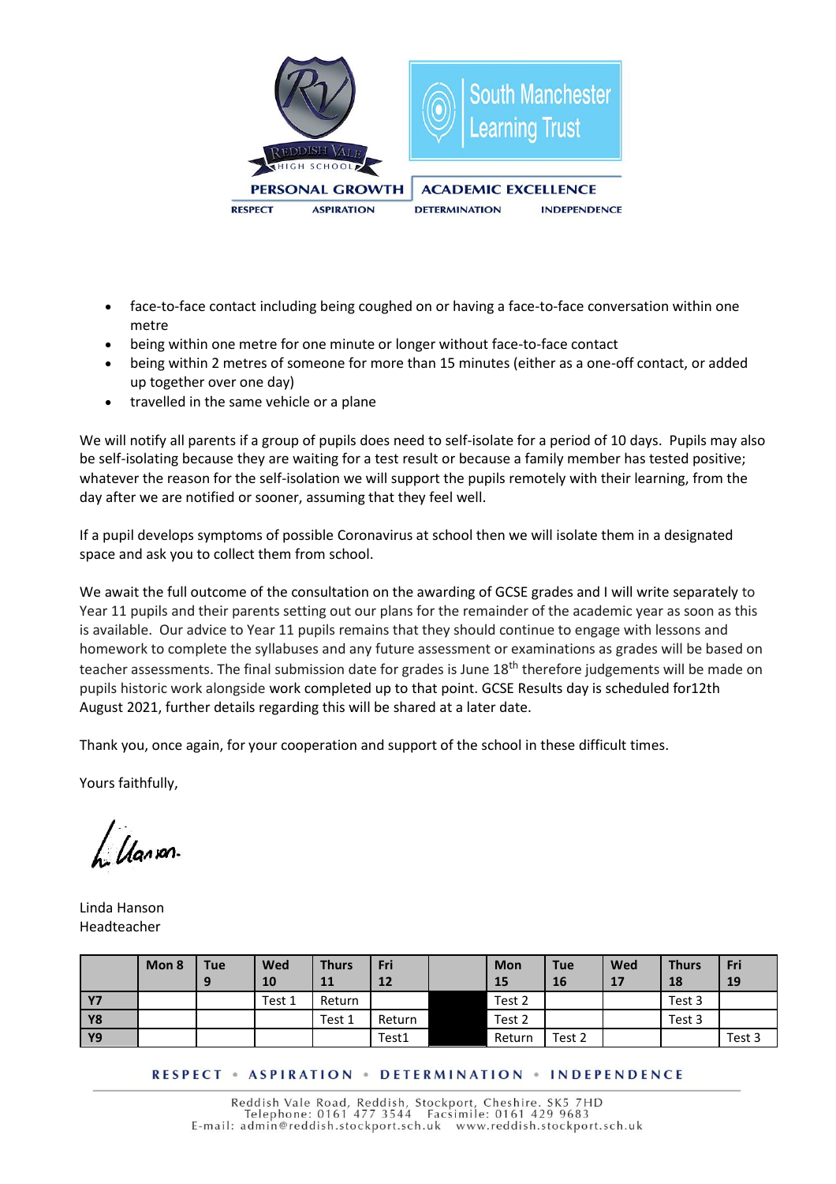- face-to-face contact including being coughed on or having a face-to-face conversation within one metre
- being within one metre for one minute or longer without face-to-face contact
- being within 2 metres of someone for more than 15 minutes (either as a one-off contact, or added up together over one day)
- travelled in the same vehicle or a plane

We will notify all parents if a group of pupils does need to self-isolate for a period of 10 days. Pupils may also be self-isolating because they are waiting for a test result or because a family member has tested positive; whatever the reason for the self-isolation we will support the pupils remotely with their learning, from the day after we are notified or sooner, assuming that they feel well.

If a pupil develops symptoms of possible Coronavirus at school then we will isolate them in a designated space and ask you to collect them from school.

We await the full outcome of the consultation on the awarding of GCSE grades and I will write separately to Year 11 pupils and their parents setting out our plans for the remainder of the academic year as soon as this is available. Our advice to Year 11 pupils remains that they should continue to engage with lessons and homework to complete the syllabuses and any future assessment or examinations as grades will be based on teacher assessments. The final submission date for grades is June 18th therefore judgements will be made on pupils historic work alongside work completed up to that point. GCSE Results day is scheduled for12th August 2021, further details regarding this will be shared at a later date.

Thank you, once again, for your cooperation and support of the school in these difficult times.

Yours faithfully,

Linda Hanson
Headteacher

| | Mon 8 | Tue 9 | Wed 10 | Thurs 11 | Fri 12 | | Mon 15 | Tue 16 | Wed 17 | Thurs 18 | Fri 19 |
|---|---|---|---|---|---|---|---|---|---|---|---|
| Y7 | | | Test 1 | Return | | | Test 2 | | | Test 3 | |
| Y8 | | | | Test 1 | Return | | Test 2 | | | Test 3 | |
| Y9 | | | | | Test1 | | Return | Test 2 | | | Test 3 |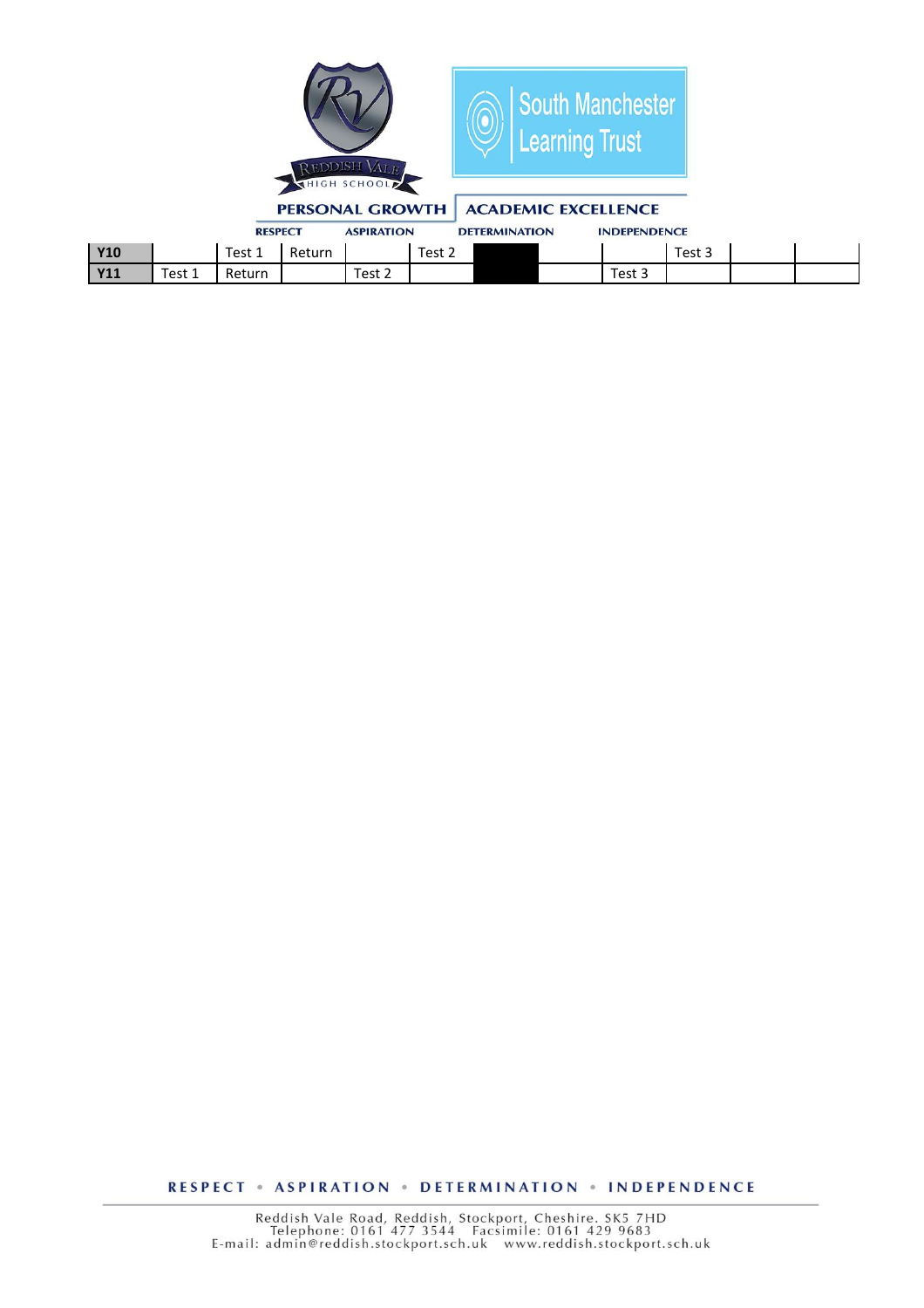| | | | | | | | | | | | |
|---|---|---|---|---|---|---|---|---|---|---|---|
| **Y10** | | Test 1 | Return | | Test 2 | | | | Test 3 | | |
| **Y11** | Test 1 | Return | | Test 2 | | | | Test 3 | | | |